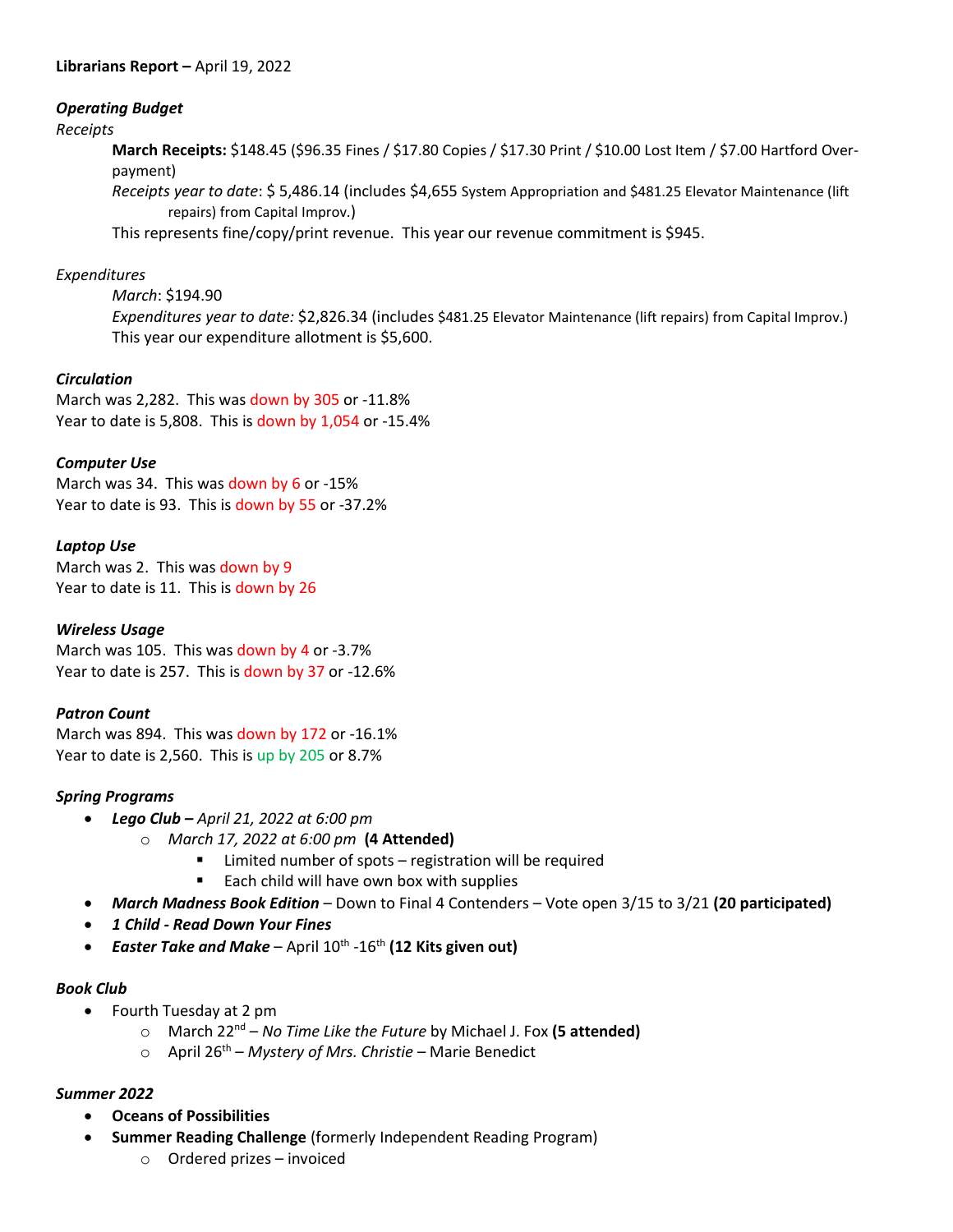**Librarians Report –** April 19, 2022

***Operating Budget***

*Receipts*

> **March Receipts:** $148.45 ($96.35 Fines / $17.80 Copies / $17.30 Print / $10.00 Lost Item / $7.00 Hartford Over-payment)
>
> *Receipts year to date*: $ 5,486.14 (includes $4,655 System Appropriation and $481.25 Elevator Maintenance (lift repairs) from Capital Improv.)
>
> This represents fine/copy/print revenue. This year our revenue commitment is $945.

*Expenditures*

> *March*: $194.90
>
> *Expenditures year to date:* $2,826.34 (includes $481.25 Elevator Maintenance (lift repairs) from Capital Improv.)
>
> This year our expenditure allotment is $5,600.

***Circulation***

March was 2,282. This was down by 305 or -11.8%
Year to date is 5,808. This is down by 1,054 or -15.4%

***Computer Use***

March was 34. This was down by 6 or -15%
Year to date is 93. This is down by 55 or -37.2%

***Laptop Use***

March was 2. This was down by 9
Year to date is 11. This is down by 26

***Wireless Usage***

March was 105. This was down by 4 or -3.7%
Year to date is 257. This is down by 37 or -12.6%

***Patron Count***

March was 894. This was down by 172 or -16.1%
Year to date is 2,560. This is up by 205 or 8.7%

***Spring Programs***

- ***Lego Club –*** *April 21, 2022 at 6:00 pm*
  - *March 17, 2022 at 6:00 pm* **(4 Attended)**
    - Limited number of spots – registration will be required
    - Each child will have own box with supplies
- ***March Madness Book Edition*** – Down to Final 4 Contenders – Vote open 3/15 to 3/21 **(20 participated)**
- ***1 Child - Read Down Your Fines***
- ***Easter Take and Make*** – April 10th -16th **(12 Kits given out)**

***Book Club***

- Fourth Tuesday at 2 pm
  - March 22nd – *No Time Like the Future* by Michael J. Fox **(5 attended)**
  - April 26th – *Mystery of Mrs. Christie* – Marie Benedict

***Summer 2022***

- **Oceans of Possibilities**
- **Summer Reading Challenge** (formerly Independent Reading Program)
  - Ordered prizes – invoiced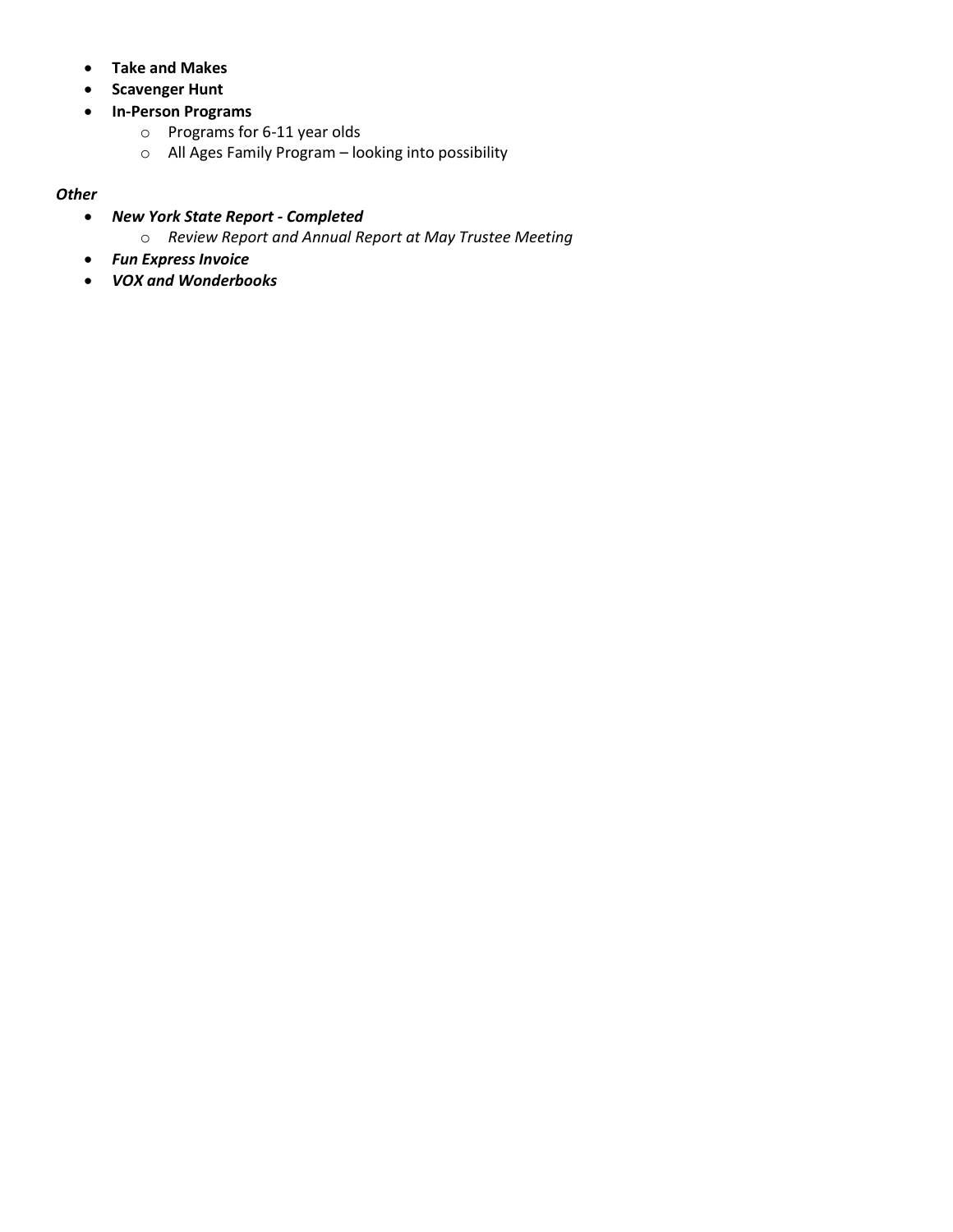- **Take and Makes**
- **Scavenger Hunt**
- **In-Person Programs**
    - Programs for 6-11 year olds
    - All Ages Family Program – looking into possibility

***Other***

- ***New York State Report - Completed***
    - *Review Report and Annual Report at May Trustee Meeting*
- ***Fun Express Invoice***
- ***VOX and Wonderbooks***